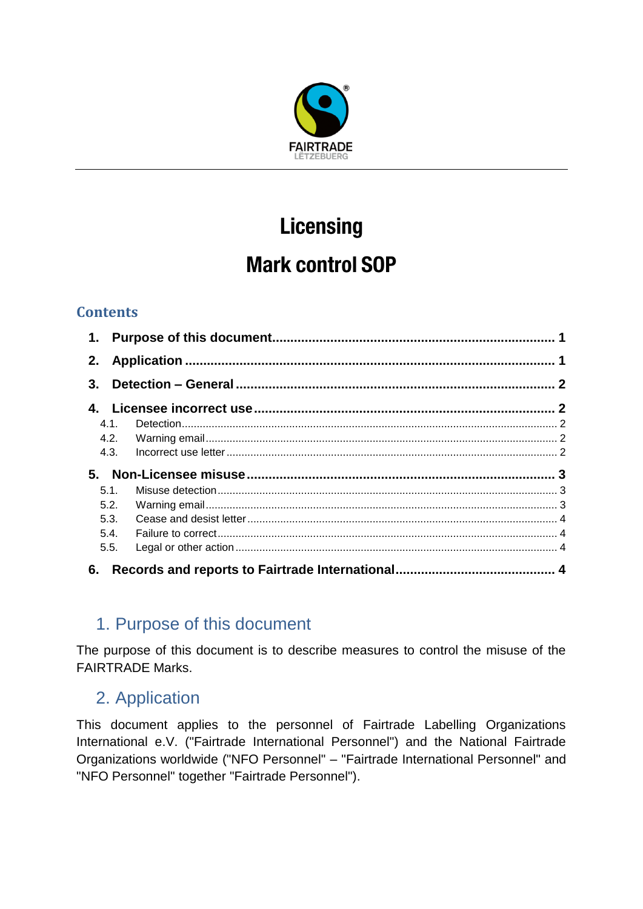FAIRTRADE
LËTZEBUERG

# Licensing

# Mark control SOP

## Contents

1. **Purpose of this document** .......... 1
2. **Application** .......... 1
3. **Detection – General** .......... 2
4. **Licensee incorrect use** .......... 2
   - 4.1. Detection .......... 2
   - 4.2. Warning email .......... 2
   - 4.3. Incorrect use letter .......... 2
5. **Non-Licensee misuse** .......... 3
   - 5.1. Misuse detection .......... 3
   - 5.2. Warning email .......... 3
   - 5.3. Cease and desist letter .......... 4
   - 5.4. Failure to correct .......... 4
   - 5.5. Legal or other action .......... 4
6. **Records and reports to Fairtrade International** .......... 4

## 1. Purpose of this document

The purpose of this document is to describe measures to control the misuse of the FAIRTRADE Marks.

## 2. Application

This document applies to the personnel of Fairtrade Labelling Organizations International e.V. ("Fairtrade International Personnel") and the National Fairtrade Organizations worldwide ("NFO Personnel" – "Fairtrade International Personnel" and "NFO Personnel" together "Fairtrade Personnel").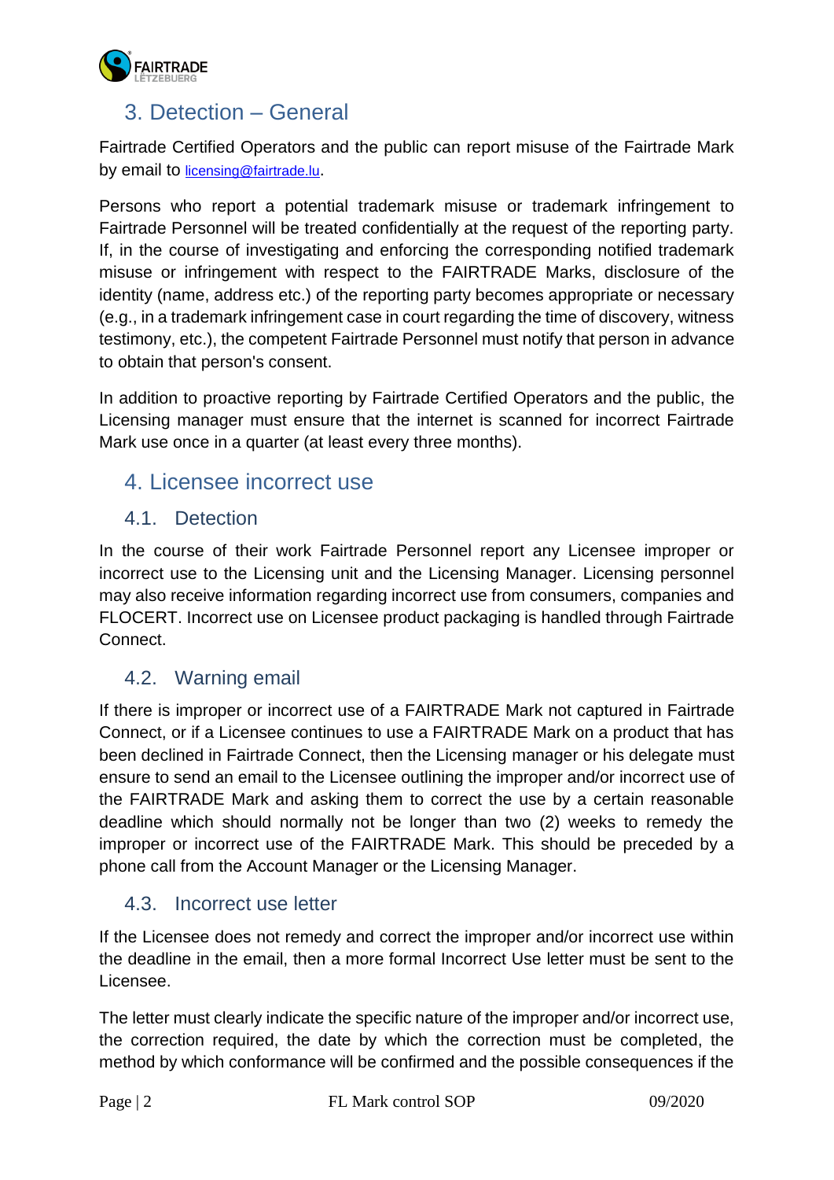## 3. Detection – General

Fairtrade Certified Operators and the public can report misuse of the Fairtrade Mark by email to licensing@fairtrade.lu.

Persons who report a potential trademark misuse or trademark infringement to Fairtrade Personnel will be treated confidentially at the request of the reporting party. If, in the course of investigating and enforcing the corresponding notified trademark misuse or infringement with respect to the FAIRTRADE Marks, disclosure of the identity (name, address etc.) of the reporting party becomes appropriate or necessary (e.g., in a trademark infringement case in court regarding the time of discovery, witness testimony, etc.), the competent Fairtrade Personnel must notify that person in advance to obtain that person's consent.

In addition to proactive reporting by Fairtrade Certified Operators and the public, the Licensing manager must ensure that the internet is scanned for incorrect Fairtrade Mark use once in a quarter (at least every three months).

## 4. Licensee incorrect use

### 4.1. Detection

In the course of their work Fairtrade Personnel report any Licensee improper or incorrect use to the Licensing unit and the Licensing Manager. Licensing personnel may also receive information regarding incorrect use from consumers, companies and FLOCERT. Incorrect use on Licensee product packaging is handled through Fairtrade Connect.

### 4.2. Warning email

If there is improper or incorrect use of a FAIRTRADE Mark not captured in Fairtrade Connect, or if a Licensee continues to use a FAIRTRADE Mark on a product that has been declined in Fairtrade Connect, then the Licensing manager or his delegate must ensure to send an email to the Licensee outlining the improper and/or incorrect use of the FAIRTRADE Mark and asking them to correct the use by a certain reasonable deadline which should normally not be longer than two (2) weeks to remedy the improper or incorrect use of the FAIRTRADE Mark. This should be preceded by a phone call from the Account Manager or the Licensing Manager.

### 4.3. Incorrect use letter

If the Licensee does not remedy and correct the improper and/or incorrect use within the deadline in the email, then a more formal Incorrect Use letter must be sent to the Licensee.

The letter must clearly indicate the specific nature of the improper and/or incorrect use, the correction required, the date by which the correction must be completed, the method by which conformance will be confirmed and the possible consequences if the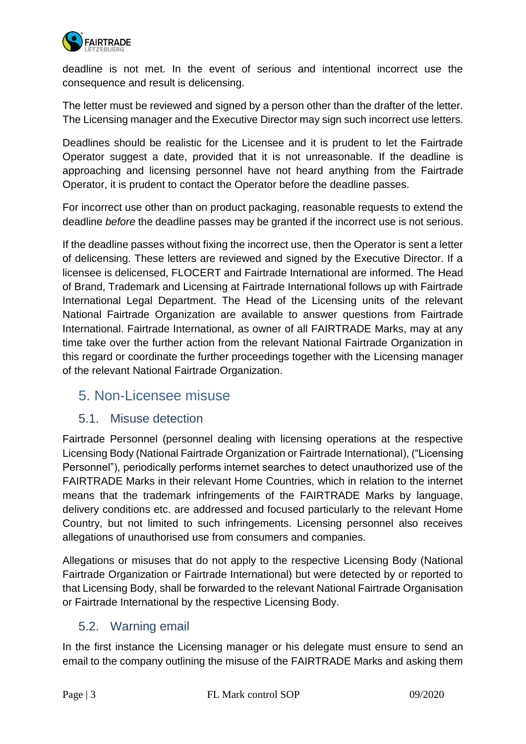deadline is not met. In the event of serious and intentional incorrect use the consequence and result is delicensing.

The letter must be reviewed and signed by a person other than the drafter of the letter. The Licensing manager and the Executive Director may sign such incorrect use letters.

Deadlines should be realistic for the Licensee and it is prudent to let the Fairtrade Operator suggest a date, provided that it is not unreasonable. If the deadline is approaching and licensing personnel have not heard anything from the Fairtrade Operator, it is prudent to contact the Operator before the deadline passes.

For incorrect use other than on product packaging, reasonable requests to extend the deadline *before* the deadline passes may be granted if the incorrect use is not serious.

If the deadline passes without fixing the incorrect use, then the Operator is sent a letter of delicensing. These letters are reviewed and signed by the Executive Director. If a licensee is delicensed, FLOCERT and Fairtrade International are informed. The Head of Brand, Trademark and Licensing at Fairtrade International follows up with Fairtrade International Legal Department. The Head of the Licensing units of the relevant National Fairtrade Organization are available to answer questions from Fairtrade International. Fairtrade International, as owner of all FAIRTRADE Marks, may at any time take over the further action from the relevant National Fairtrade Organization in this regard or coordinate the further proceedings together with the Licensing manager of the relevant National Fairtrade Organization.

## 5. Non-Licensee misuse

### 5.1. Misuse detection

Fairtrade Personnel (personnel dealing with licensing operations at the respective Licensing Body (National Fairtrade Organization or Fairtrade International), ("Licensing Personnel"), periodically performs internet searches to detect unauthorized use of the FAIRTRADE Marks in their relevant Home Countries, which in relation to the internet means that the trademark infringements of the FAIRTRADE Marks by language, delivery conditions etc. are addressed and focused particularly to the relevant Home Country, but not limited to such infringements. Licensing personnel also receives allegations of unauthorised use from consumers and companies.

Allegations or misuses that do not apply to the respective Licensing Body (National Fairtrade Organization or Fairtrade International) but were detected by or reported to that Licensing Body, shall be forwarded to the relevant National Fairtrade Organisation or Fairtrade International by the respective Licensing Body.

### 5.2. Warning email

In the first instance the Licensing manager or his delegate must ensure to send an email to the company outlining the misuse of the FAIRTRADE Marks and asking them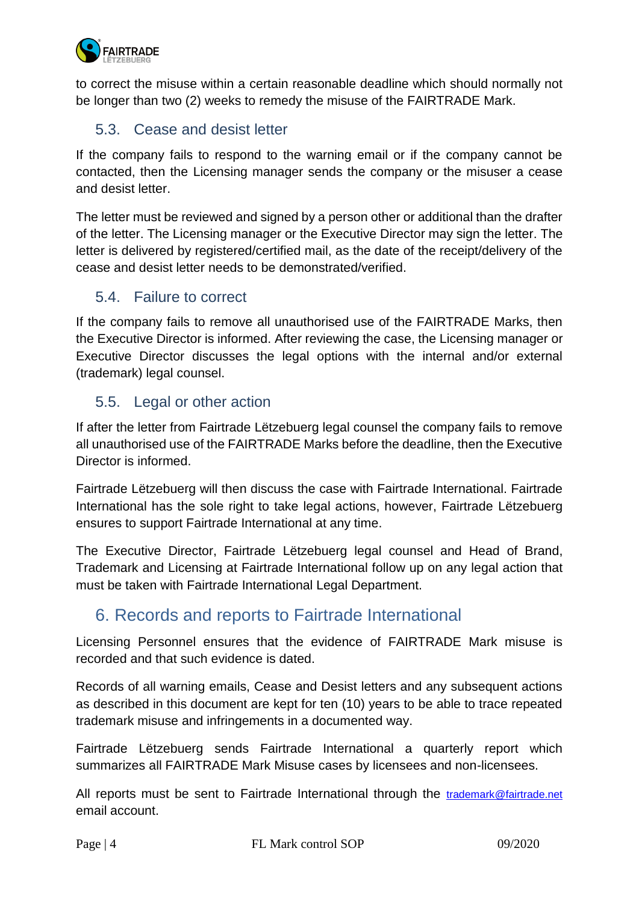to correct the misuse within a certain reasonable deadline which should normally not be longer than two (2) weeks to remedy the misuse of the FAIRTRADE Mark.

### 5.3. Cease and desist letter

If the company fails to respond to the warning email or if the company cannot be contacted, then the Licensing manager sends the company or the misuser a cease and desist letter.

The letter must be reviewed and signed by a person other or additional than the drafter of the letter. The Licensing manager or the Executive Director may sign the letter. The letter is delivered by registered/certified mail, as the date of the receipt/delivery of the cease and desist letter needs to be demonstrated/verified.

### 5.4. Failure to correct

If the company fails to remove all unauthorised use of the FAIRTRADE Marks, then the Executive Director is informed. After reviewing the case, the Licensing manager or Executive Director discusses the legal options with the internal and/or external (trademark) legal counsel.

### 5.5. Legal or other action

If after the letter from Fairtrade Lëtzebuerg legal counsel the company fails to remove all unauthorised use of the FAIRTRADE Marks before the deadline, then the Executive Director is informed.

Fairtrade Lëtzebuerg will then discuss the case with Fairtrade International. Fairtrade International has the sole right to take legal actions, however, Fairtrade Lëtzebuerg ensures to support Fairtrade International at any time.

The Executive Director, Fairtrade Lëtzebuerg legal counsel and Head of Brand, Trademark and Licensing at Fairtrade International follow up on any legal action that must be taken with Fairtrade International Legal Department.

## 6. Records and reports to Fairtrade International

Licensing Personnel ensures that the evidence of FAIRTRADE Mark misuse is recorded and that such evidence is dated.

Records of all warning emails, Cease and Desist letters and any subsequent actions as described in this document are kept for ten (10) years to be able to trace repeated trademark misuse and infringements in a documented way.

Fairtrade Lëtzebuerg sends Fairtrade International a quarterly report which summarizes all FAIRTRADE Mark Misuse cases by licensees and non-licensees.

All reports must be sent to Fairtrade International through the trademark@fairtrade.net email account.